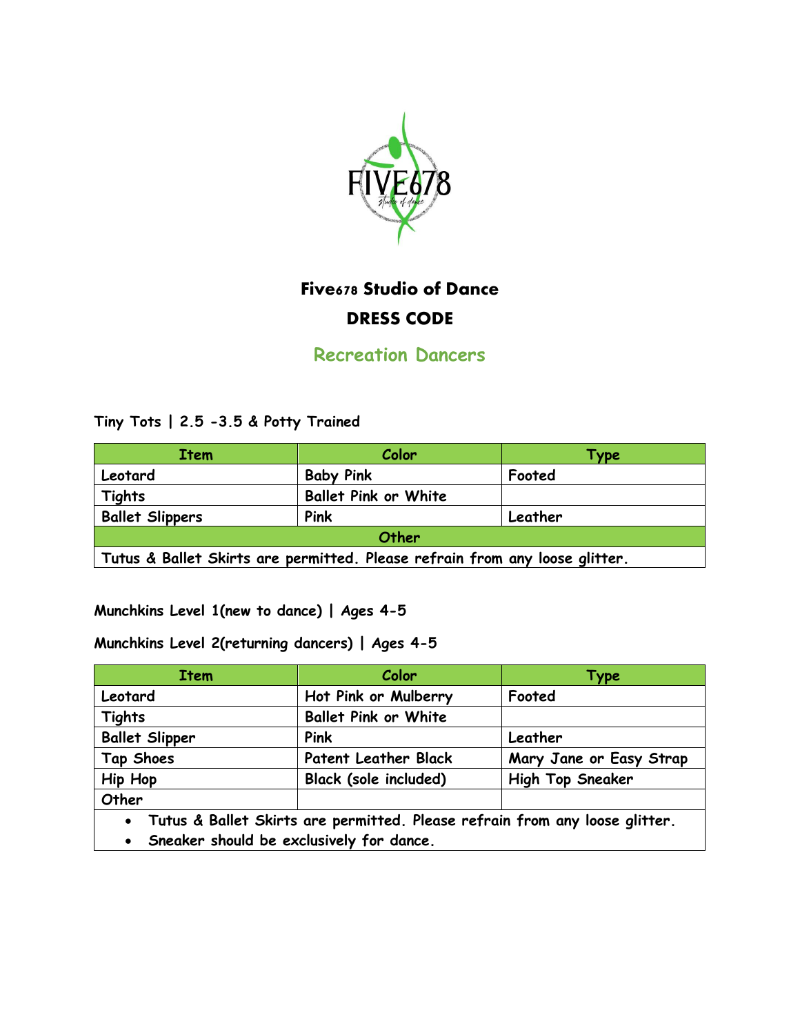# Five678 Studio of Dance

## DRESS CODE

## Recreation Dancers

**Tiny Tots | 2.5 -3.5 & Potty Trained**

| Item | Color | Type |
| --- | --- | --- |
| Leotard | Baby Pink | Footed |
| Tights | Ballet Pink or White | |
| Ballet Slippers | Pink | Leather |
| Other | | |
| Tutus & Ballet Skirts are permitted. Please refrain from any loose glitter. | | |

**Munchkins Level 1(new to dance) | Ages 4-5**

**Munchkins Level 2(returning dancers) | Ages 4-5**

| Item | Color | Type |
| --- | --- | --- |
| Leotard | Hot Pink or Mulberry | Footed |
| Tights | Ballet Pink or White | |
| Ballet Slipper | Pink | Leather |
| Tap Shoes | Patent Leather Black | Mary Jane or Easy Strap |
| Hip Hop | Black (sole included) | High Top Sneaker |
| Other | | |
| • Tutus & Ballet Skirts are permitted. Please refrain from any loose glitter. • Sneaker should be exclusively for dance. | | |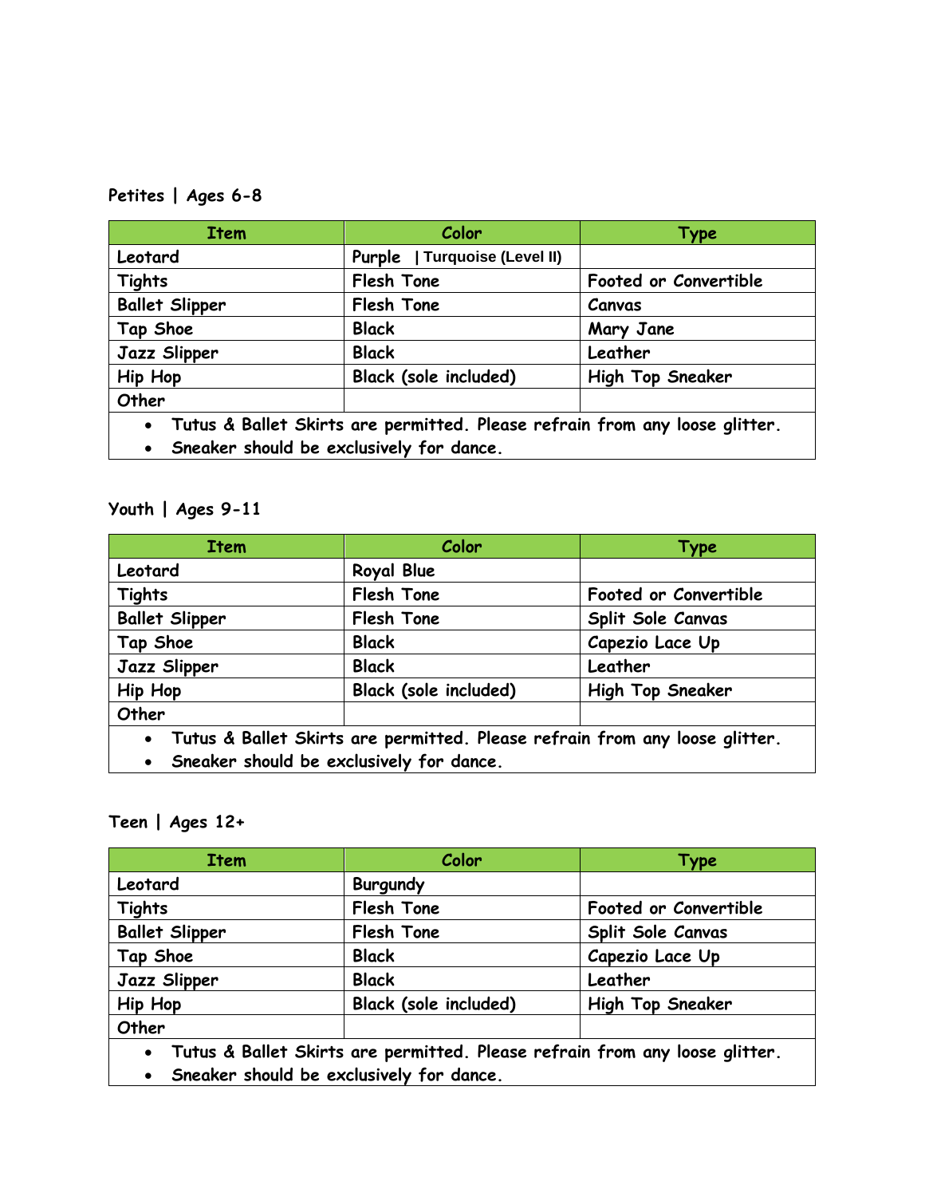Petites | Ages 6-8

| Item | Color | Type |
|---|---|---|
| Leotard | Purple \| Turquoise (Level II) | |
| Tights | Flesh Tone | Footed or Convertible |
| Ballet Slipper | Flesh Tone | Canvas |
| Tap Shoe | Black | Mary Jane |
| Jazz Slipper | Black | Leather |
| Hip Hop | Black (sole included) | High Top Sneaker |
| Other | | |

- Tutus & Ballet Skirts are permitted. Please refrain from any loose glitter.
- Sneaker should be exclusively for dance.

Youth | Ages 9-11

| Item | Color | Type |
|---|---|---|
| Leotard | Royal Blue | |
| Tights | Flesh Tone | Footed or Convertible |
| Ballet Slipper | Flesh Tone | Split Sole Canvas |
| Tap Shoe | Black | Capezio Lace Up |
| Jazz Slipper | Black | Leather |
| Hip Hop | Black (sole included) | High Top Sneaker |
| Other | | |

- Tutus & Ballet Skirts are permitted. Please refrain from any loose glitter.
- Sneaker should be exclusively for dance.

Teen | Ages 12+

| Item | Color | Type |
|---|---|---|
| Leotard | Burgundy | |
| Tights | Flesh Tone | Footed or Convertible |
| Ballet Slipper | Flesh Tone | Split Sole Canvas |
| Tap Shoe | Black | Capezio Lace Up |
| Jazz Slipper | Black | Leather |
| Hip Hop | Black (sole included) | High Top Sneaker |
| Other | | |

- Tutus & Ballet Skirts are permitted. Please refrain from any loose glitter.
- Sneaker should be exclusively for dance.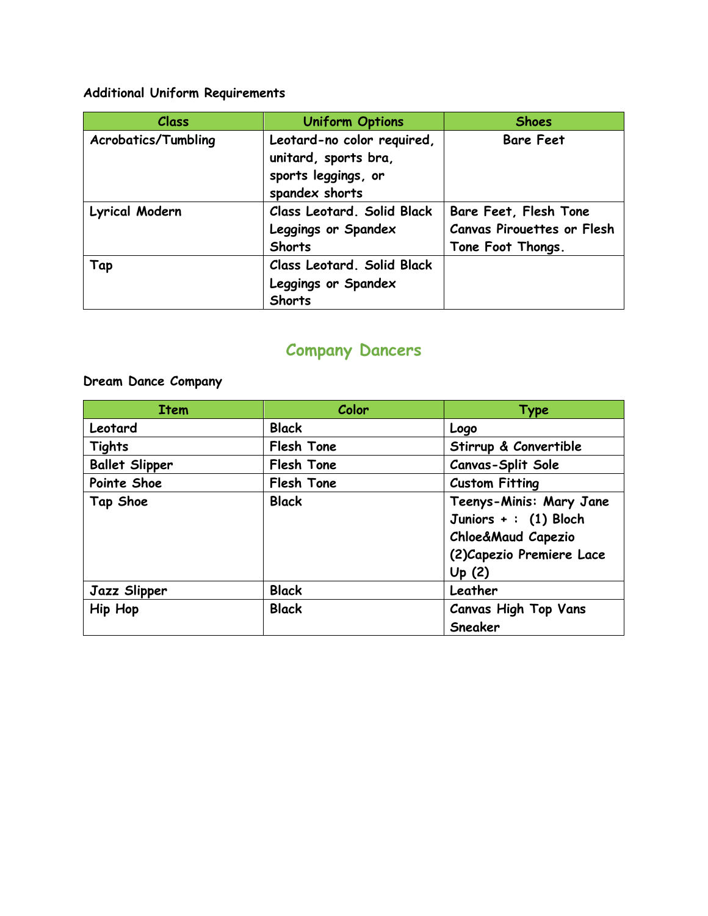**Additional Uniform Requirements**

| Class | Uniform Options | Shoes |
| --- | --- | --- |
| Acrobatics/Tumbling | Leotard-no color required, unitard, sports bra, sports leggings, or spandex shorts | Bare Feet |
| Lyrical Modern | Class Leotard. Solid Black Leggings or Spandex Shorts | Bare Feet, Flesh Tone Canvas Pirouettes or Flesh Tone Foot Thongs. |
| Tap | Class Leotard. Solid Black Leggings or Spandex Shorts | |

## Company Dancers

**Dream Dance Company**

| Item | Color | Type |
| --- | --- | --- |
| Leotard | Black | Logo |
| Tights | Flesh Tone | Stirrup & Convertible |
| Ballet Slipper | Flesh Tone | Canvas-Split Sole |
| Pointe Shoe | Flesh Tone | Custom Fitting |
| Tap Shoe | Black | Teenys-Minis: Mary Jane Juniors + : (1) Bloch Chloe&Maud Capezio (2)Capezio Premiere Lace Up (2) |
| Jazz Slipper | Black | Leather |
| Hip Hop | Black | Canvas High Top Vans Sneaker |